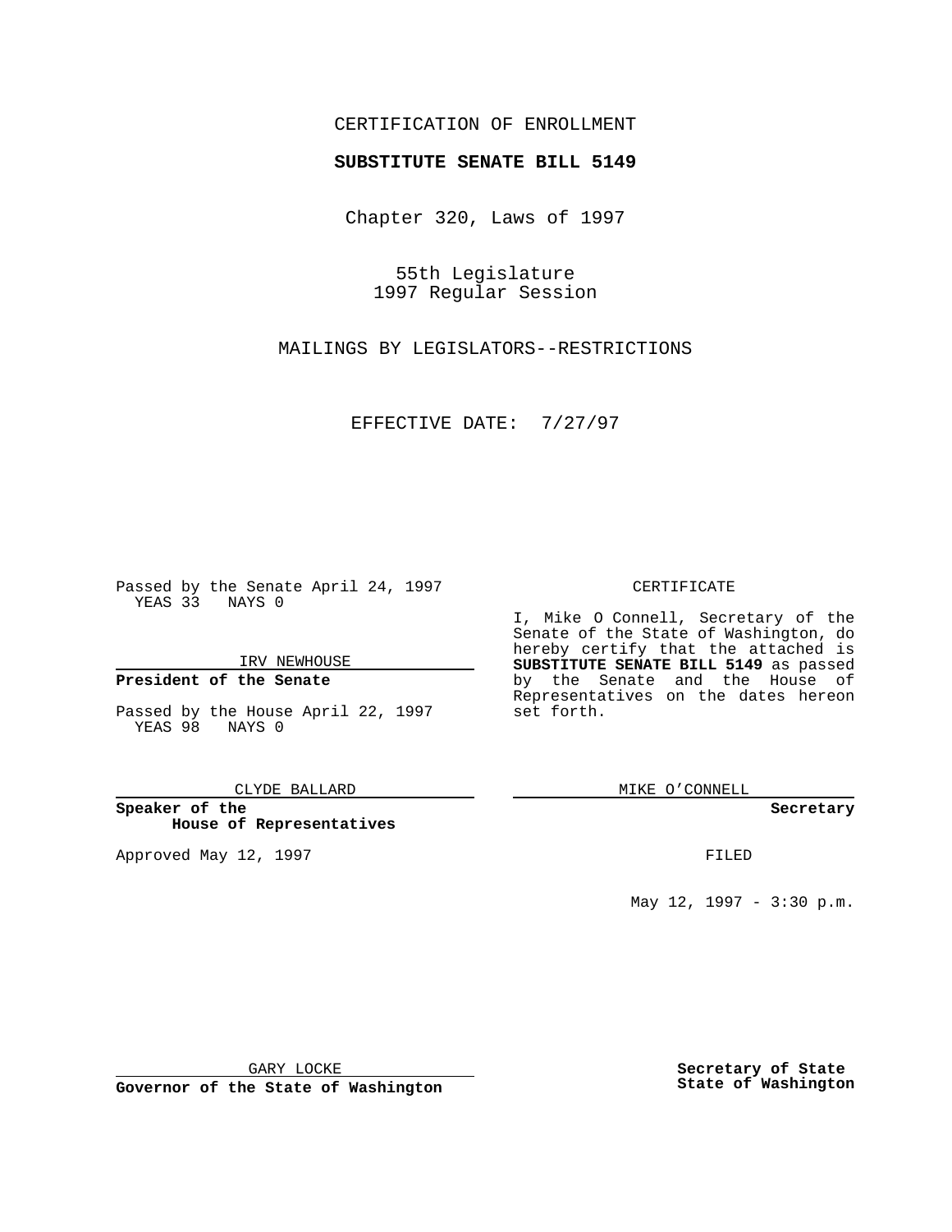CERTIFICATION OF ENROLLMENT

**SUBSTITUTE SENATE BILL 5149**

Chapter 320, Laws of 1997

55th Legislature
1997 Regular Session

MAILINGS BY LEGISLATORS--RESTRICTIONS

EFFECTIVE DATE: 7/27/97

Passed by the Senate April 24, 1997
YEAS 33 NAYS 0

IRV NEWHOUSE

**President of the Senate**

Passed by the House April 22, 1997
YEAS 98 NAYS 0

CLYDE BALLARD

**Speaker of the House of Representatives**

Approved May 12, 1997

GARY LOCKE

**Governor of the State of Washington**

CERTIFICATE

I, Mike O Connell, Secretary of the Senate of the State of Washington, do hereby certify that the attached is **SUBSTITUTE SENATE BILL 5149** as passed by the Senate and the House of Representatives on the dates hereon set forth.

MIKE O'CONNELL

**Secretary**

FILED

May 12, 1997 - 3:30 p.m.

**Secretary of State**
**State of Washington**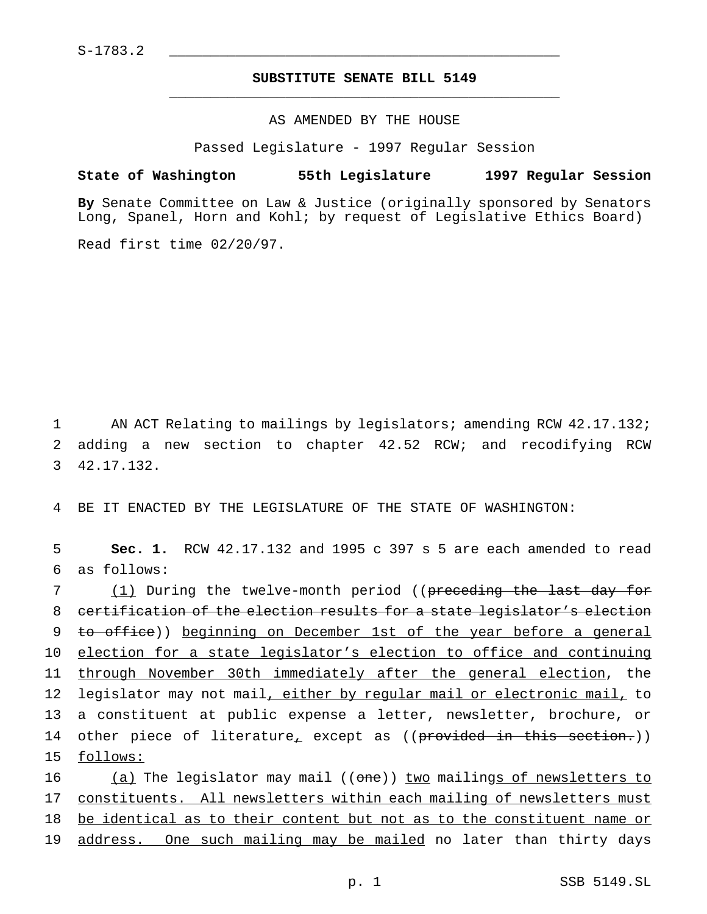S-1783.2

# SUBSTITUTE SENATE BILL 5149

AS AMENDED BY THE HOUSE

Passed Legislature - 1997 Regular Session

**State of Washington 55th Legislature 1997 Regular Session**

**By** Senate Committee on Law & Justice (originally sponsored by Senators Long, Spanel, Horn and Kohl; by request of Legislative Ethics Board)

Read first time 02/20/97.

AN ACT Relating to mailings by legislators; amending RCW 42.17.132; adding a new section to chapter 42.52 RCW; and recodifying RCW 42.17.132.

BE IT ENACTED BY THE LEGISLATURE OF THE STATE OF WASHINGTON:

**Sec. 1.** RCW 42.17.132 and 1995 c 397 s 5 are each amended to read as follows:

<u>(1)</u> During the twelve-month period ((~~preceding the last day for certification of the election results for a state legislator's election to office~~)) <u>beginning on December 1st of the year before a general election for a state legislator's election to office and continuing through November 30th immediately after the general election</u>, the legislator may not mail<u>, either by regular mail or electronic mail,</u> to a constituent at public expense a letter, newsletter, brochure, or other piece of literature<u>,</u> except as ((~~provided in this section.~~)) <u>follows:</u>

<u>(a)</u> The legislator may mail ((~~one~~)) <u>two</u> mailing<u>s of newsletters to constituents. All newsletters within each mailing of newsletters must be identical as to their content but not as to the constituent name or address. One such mailing may be mailed</u> no later than thirty days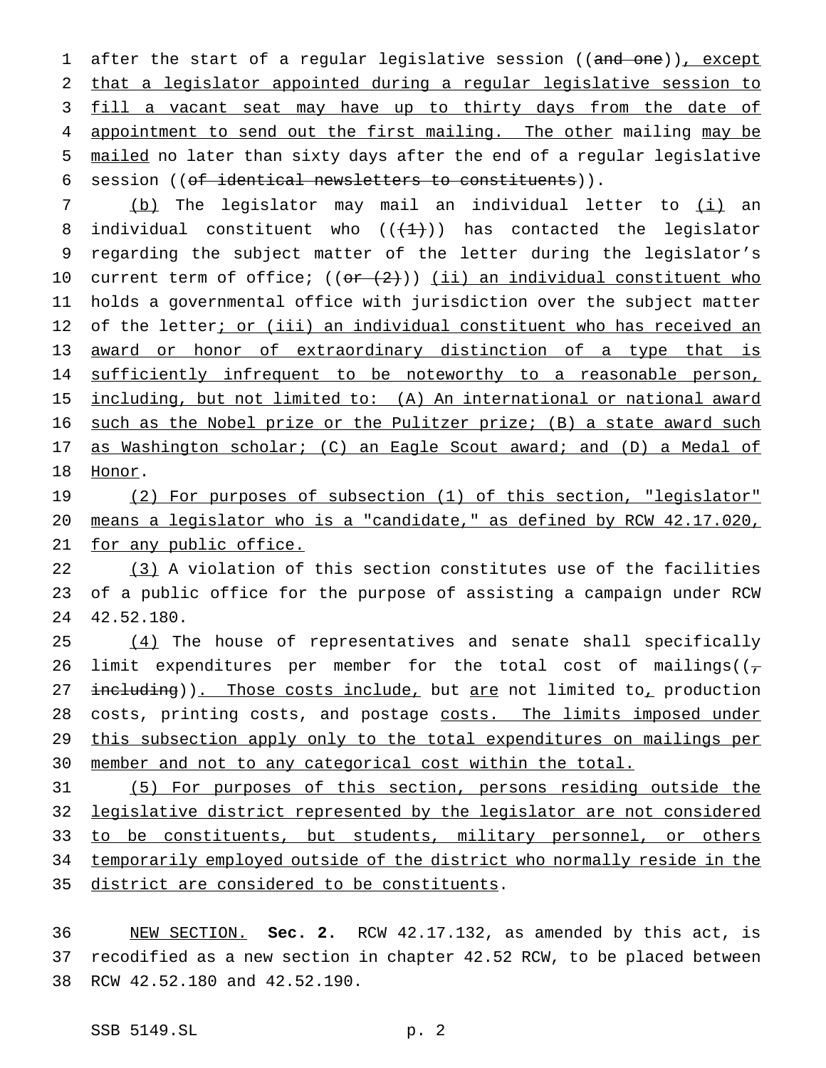after the start of a regular legislative session ((~~and one~~)), except that a legislator appointed during a regular legislative session to fill a vacant seat may have up to thirty days from the date of appointment to send out the first mailing. The other mailing may be mailed no later than sixty days after the end of a regular legislative session ((~~of identical newsletters to constituents~~)).

(b) The legislator may mail an individual letter to (i) an individual constituent who ((~~(1)~~)) has contacted the legislator regarding the subject matter of the letter during the legislator's current term of office; ((~~or (2)~~)) (ii) an individual constituent who holds a governmental office with jurisdiction over the subject matter of the letter; or (iii) an individual constituent who has received an award or honor of extraordinary distinction of a type that is sufficiently infrequent to be noteworthy to a reasonable person, including, but not limited to: (A) An international or national award such as the Nobel prize or the Pulitzer prize; (B) a state award such as Washington scholar; (C) an Eagle Scout award; and (D) a Medal of Honor.

(2) For purposes of subsection (1) of this section, "legislator" means a legislator who is a "candidate," as defined by RCW 42.17.020, for any public office.

(3) A violation of this section constitutes use of the facilities of a public office for the purpose of assisting a campaign under RCW 42.52.180.

(4) The house of representatives and senate shall specifically limit expenditures per member for the total cost of mailings((~~, including~~)). Those costs include, but are not limited to, production costs, printing costs, and postage costs. The limits imposed under this subsection apply only to the total expenditures on mailings per member and not to any categorical cost within the total.

(5) For purposes of this section, persons residing outside the legislative district represented by the legislator are not considered to be constituents, but students, military personnel, or others temporarily employed outside of the district who normally reside in the district are considered to be constituents.

NEW SECTION. **Sec. 2.** RCW 42.17.132, as amended by this act, is recodified as a new section in chapter 42.52 RCW, to be placed between RCW 42.52.180 and 42.52.190.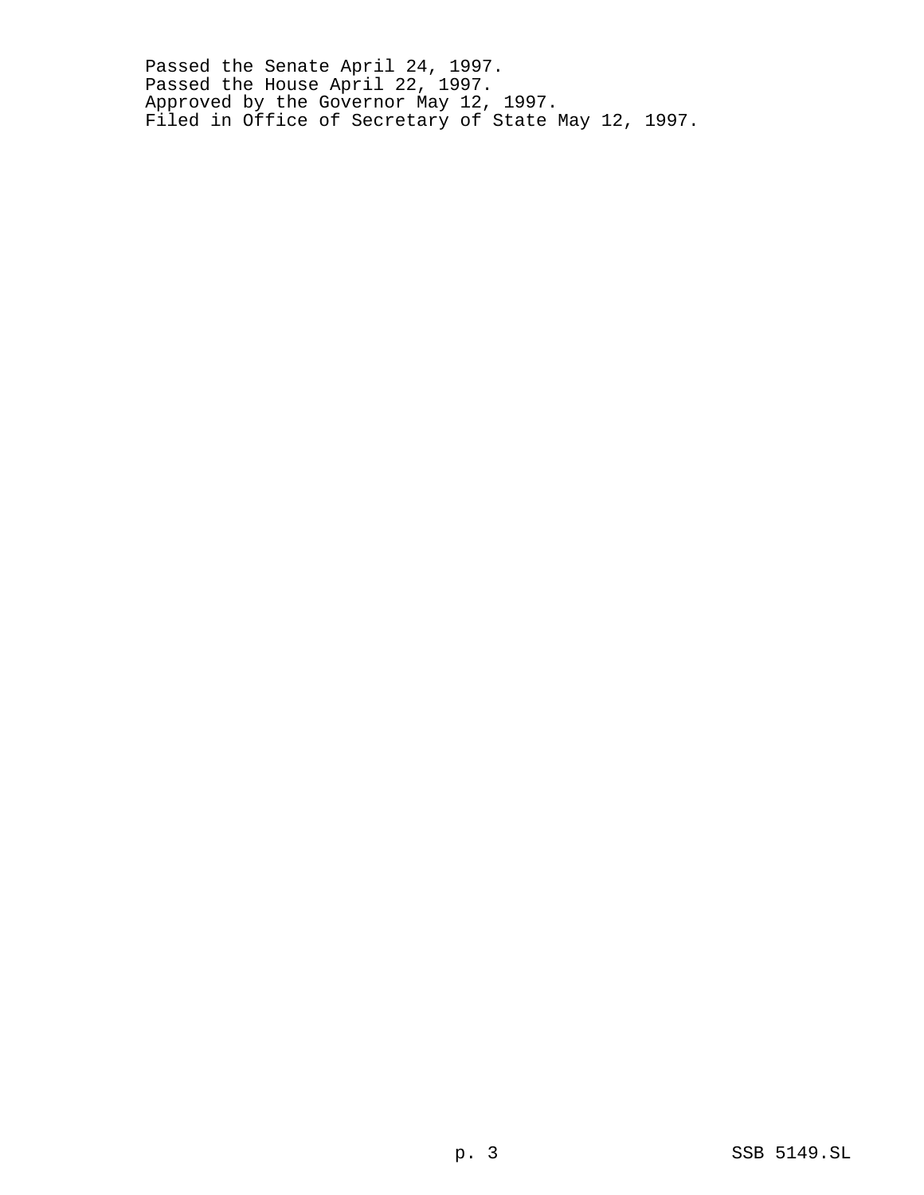Passed the Senate April 24, 1997.
Passed the House April 22, 1997.
Approved by the Governor May 12, 1997.
Filed in Office of Secretary of State May 12, 1997.